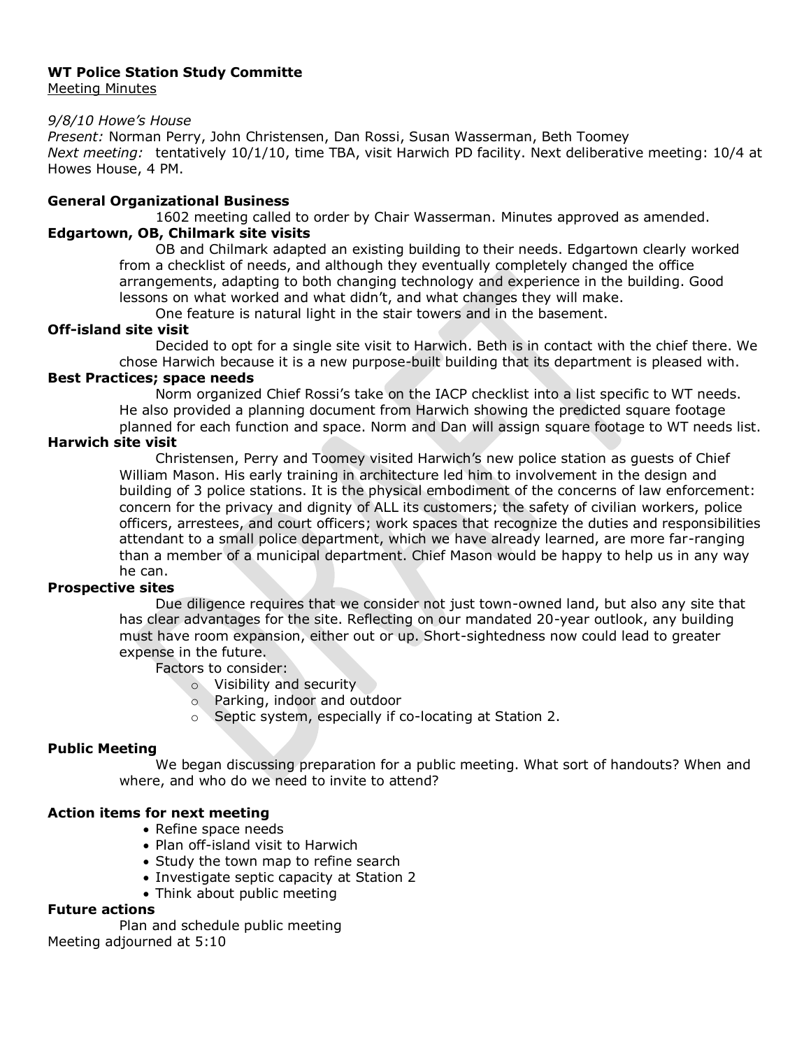**WT Police Station Study Committe**

Meeting Minutes

*9/8/10 Howe's House*

*Present:* Norman Perry, John Christensen, Dan Rossi, Susan Wasserman, Beth Toomey

*Next meeting:* tentatively 10/1/10, time TBA, visit Harwich PD facility. Next deliberative meeting: 10/4 at Howes House, 4 PM.

**General Organizational Business**

1602 meeting called to order by Chair Wasserman. Minutes approved as amended.

**Edgartown, OB, Chilmark site visits**

OB and Chilmark adapted an existing building to their needs. Edgartown clearly worked from a checklist of needs, and although they eventually completely changed the office arrangements, adapting to both changing technology and experience in the building. Good lessons on what worked and what didn't, and what changes they will make.

One feature is natural light in the stair towers and in the basement.

**Off-island site visit**

Decided to opt for a single site visit to Harwich. Beth is in contact with the chief there. We chose Harwich because it is a new purpose-built building that its department is pleased with.

**Best Practices; space needs**

Norm organized Chief Rossi's take on the IACP checklist into a list specific to WT needs. He also provided a planning document from Harwich showing the predicted square footage planned for each function and space. Norm and Dan will assign square footage to WT needs list.

**Harwich site visit**

Christensen, Perry and Toomey visited Harwich's new police station as guests of Chief William Mason. His early training in architecture led him to involvement in the design and building of 3 police stations. It is the physical embodiment of the concerns of law enforcement: concern for the privacy and dignity of ALL its customers; the safety of civilian workers, police officers, arrestees, and court officers; work spaces that recognize the duties and responsibilities attendant to a small police department, which we have already learned, are more far-ranging than a member of a municipal department. Chief Mason would be happy to help us in any way he can.

**Prospective sites**

Due diligence requires that we consider not just town-owned land, but also any site that has clear advantages for the site. Reflecting on our mandated 20-year outlook, any building must have room expansion, either out or up. Short-sightedness now could lead to greater expense in the future.

Factors to consider:

- Visibility and security
- Parking, indoor and outdoor
- Septic system, especially if co-locating at Station 2.

**Public Meeting**

We began discussing preparation for a public meeting. What sort of handouts? When and where, and who do we need to invite to attend?

**Action items for next meeting**

- Refine space needs
- Plan off-island visit to Harwich
- Study the town map to refine search
- Investigate septic capacity at Station 2
- Think about public meeting

**Future actions**

Plan and schedule public meeting

Meeting adjourned at 5:10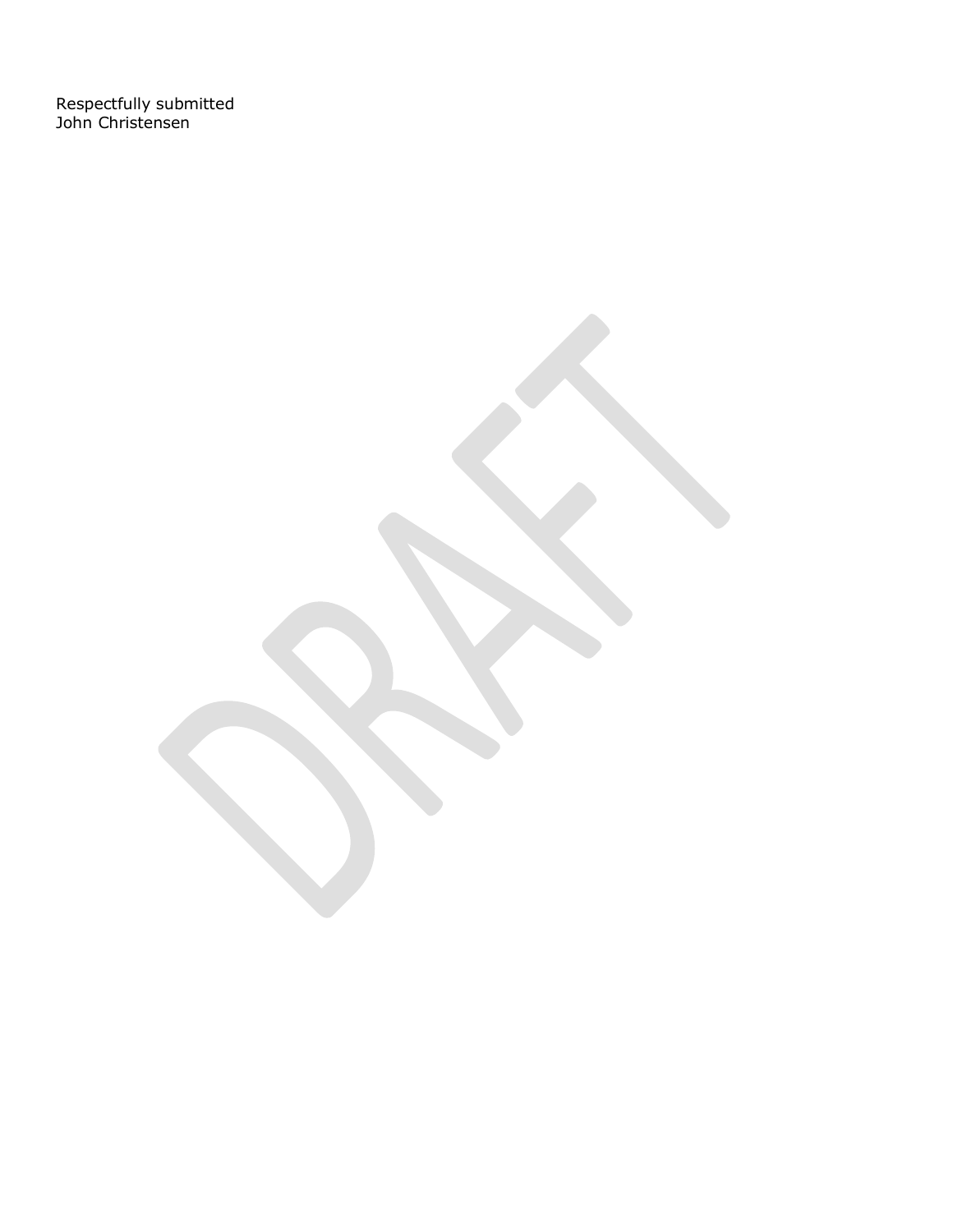Respectfully submitted
John Christensen